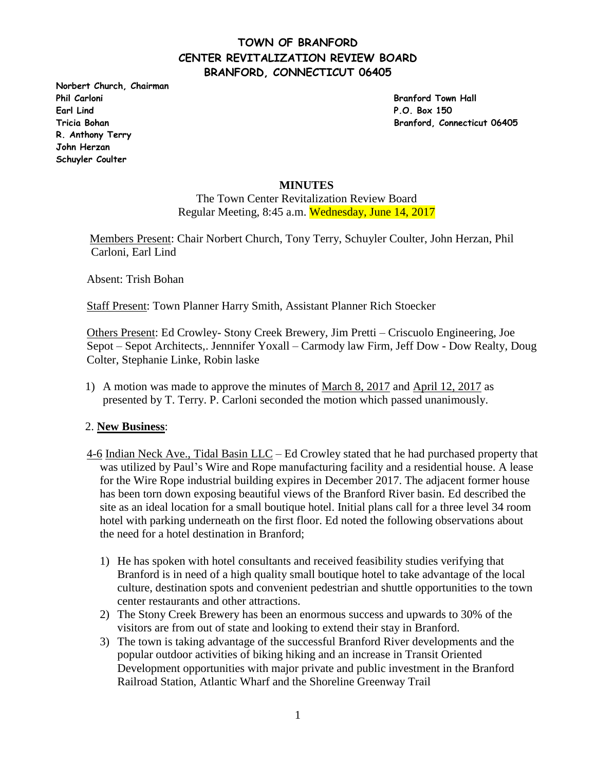# TOWN OF BRANFORD
## CENTER REVITALIZATION REVIEW BOARD
### BRANFORD, CONNECTICUT 06405

**Norbert Church, Chairman**
**Phil Carloni**
**Earl Lind**
**Tricia Bohan**
**R. Anthony Terry**
**John Herzan**
**Schuyler Coulter**

**Branford Town Hall**
**P.O. Box 150**
**Branford, Connecticut 06405**

**MINUTES**

The Town Center Revitalization Review Board
Regular Meeting, 8:45 a.m. Wednesday, June 14, 2017

Members Present: Chair Norbert Church, Tony Terry, Schuyler Coulter, John Herzan, Phil Carloni, Earl Lind

Absent: Trish Bohan

Staff Present: Town Planner Harry Smith, Assistant Planner Rich Stoecker

Others Present: Ed Crowley- Stony Creek Brewery, Jim Pretti – Criscuolo Engineering, Joe Sepot – Sepot Architects,. Jennnifer Yoxall – Carmody law Firm, Jeff Dow - Dow Realty, Doug Colter, Stephanie Linke, Robin laske

1) A motion was made to approve the minutes of March 8, 2017 and April 12, 2017 as presented by T. Terry. P. Carloni seconded the motion which passed unanimously.

2. **New Business**:

4-6 Indian Neck Ave., Tidal Basin LLC – Ed Crowley stated that he had purchased property that was utilized by Paul's Wire and Rope manufacturing facility and a residential house. A lease for the Wire Rope industrial building expires in December 2017. The adjacent former house has been torn down exposing beautiful views of the Branford River basin. Ed described the site as an ideal location for a small boutique hotel. Initial plans call for a three level 34 room hotel with parking underneath on the first floor. Ed noted the following observations about the need for a hotel destination in Branford;

1) He has spoken with hotel consultants and received feasibility studies verifying that Branford is in need of a high quality small boutique hotel to take advantage of the local culture, destination spots and convenient pedestrian and shuttle opportunities to the town center restaurants and other attractions.
2) The Stony Creek Brewery has been an enormous success and upwards to 30% of the visitors are from out of state and looking to extend their stay in Branford.
3) The town is taking advantage of the successful Branford River developments and the popular outdoor activities of biking hiking and an increase in Transit Oriented Development opportunities with major private and public investment in the Branford Railroad Station, Atlantic Wharf and the Shoreline Greenway Trail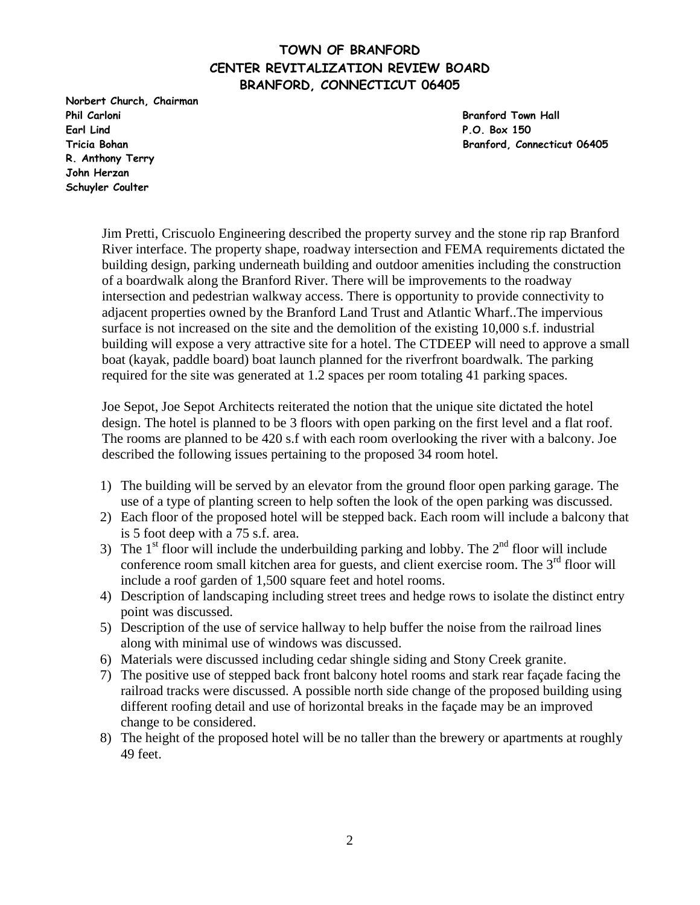# TOWN OF BRANFORD
# CENTER REVITALIZATION REVIEW BOARD
# BRANFORD, CONNECTICUT 06405

**Norbert Church, Chairman**
**Phil Carloni**
**Earl Lind**
**Tricia Bohan**
**R. Anthony Terry**
**John Herzan**
**Schuyler Coulter**

**Branford Town Hall**
**P.O. Box 150**
**Branford, Connecticut 06405**

Jim Pretti, Criscuolo Engineering described the property survey and the stone rip rap Branford River interface. The property shape, roadway intersection and FEMA requirements dictated the building design, parking underneath building and outdoor amenities including the construction of a boardwalk along the Branford River. There will be improvements to the roadway intersection and pedestrian walkway access. There is opportunity to provide connectivity to adjacent properties owned by the Branford Land Trust and Atlantic Wharf..The impervious surface is not increased on the site and the demolition of the existing 10,000 s.f. industrial building will expose a very attractive site for a hotel. The CTDEEP will need to approve a small boat (kayak, paddle board) boat launch planned for the riverfront boardwalk. The parking required for the site was generated at 1.2 spaces per room totaling 41 parking spaces.

Joe Sepot, Joe Sepot Architects reiterated the notion that the unique site dictated the hotel design. The hotel is planned to be 3 floors with open parking on the first level and a flat roof. The rooms are planned to be 420 s.f with each room overlooking the river with a balcony. Joe described the following issues pertaining to the proposed 34 room hotel.

1) The building will be served by an elevator from the ground floor open parking garage. The use of a type of planting screen to help soften the look of the open parking was discussed.
2) Each floor of the proposed hotel will be stepped back. Each room will include a balcony that is 5 foot deep with a 75 s.f. area.
3) The 1st floor will include the underbuilding parking and lobby. The 2nd floor will include conference room small kitchen area for guests, and client exercise room. The 3rd floor will include a roof garden of 1,500 square feet and hotel rooms.
4) Description of landscaping including street trees and hedge rows to isolate the distinct entry point was discussed.
5) Description of the use of service hallway to help buffer the noise from the railroad lines along with minimal use of windows was discussed.
6) Materials were discussed including cedar shingle siding and Stony Creek granite.
7) The positive use of stepped back front balcony hotel rooms and stark rear façade facing the railroad tracks were discussed. A possible north side change of the proposed building using different roofing detail and use of horizontal breaks in the façade may be an improved change to be considered.
8) The height of the proposed hotel will be no taller than the brewery or apartments at roughly 49 feet.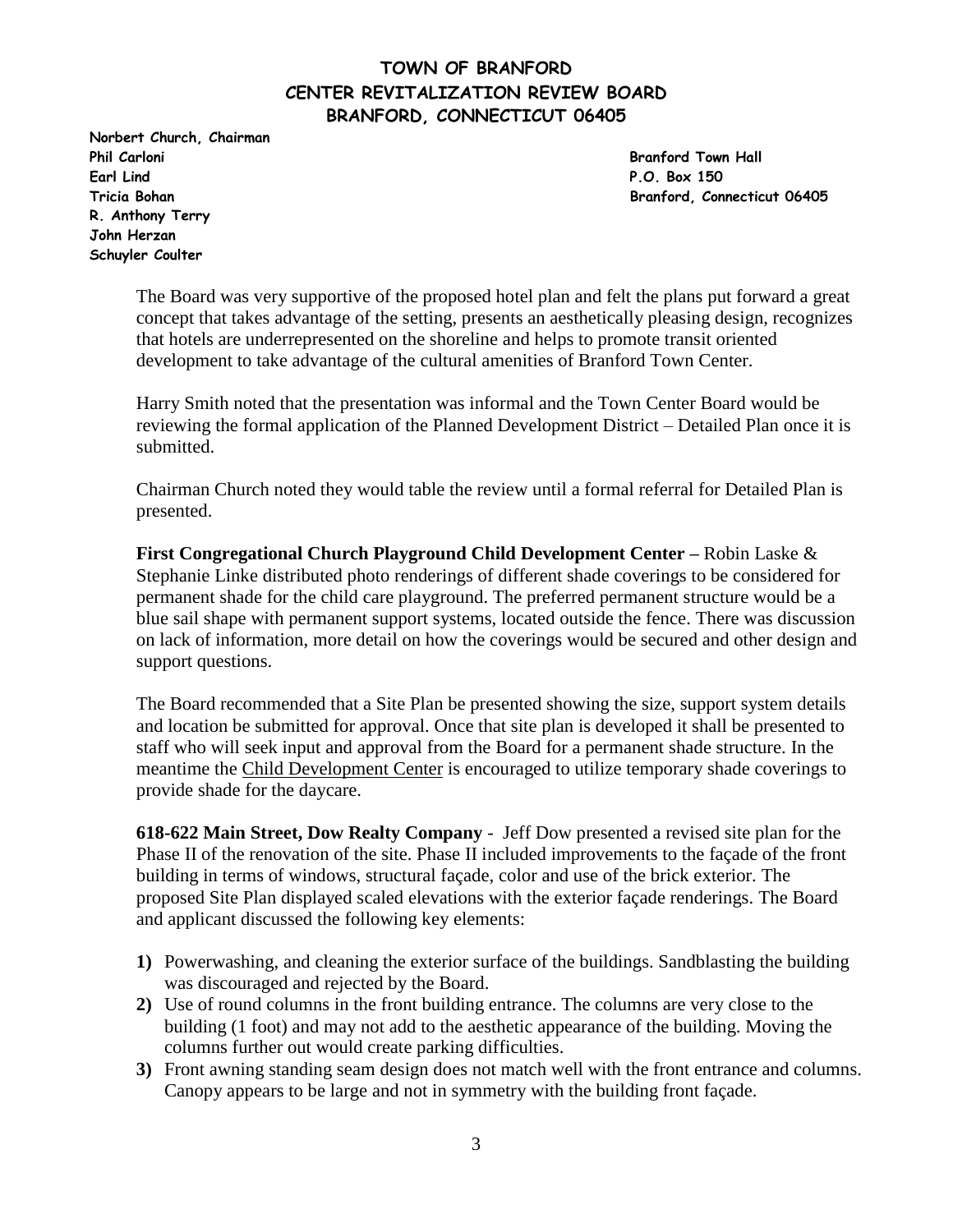**TOWN OF BRANFORD**
**CENTER REVITALIZATION REVIEW BOARD**
**BRANFORD, CONNECTICUT 06405**

**Norbert Church, Chairman**
**Phil Carloni**
**Earl Lind**
**Tricia Bohan**
**R. Anthony Terry**
**John Herzan**
**Schuyler Coulter**

**Branford Town Hall**
**P.O. Box 150**
**Branford, Connecticut 06405**

The Board was very supportive of the proposed hotel plan and felt the plans put forward a great concept that takes advantage of the setting, presents an aesthetically pleasing design, recognizes that hotels are underrepresented on the shoreline and helps to promote transit oriented development to take advantage of the cultural amenities of Branford Town Center.

Harry Smith noted that the presentation was informal and the Town Center Board would be reviewing the formal application of the Planned Development District – Detailed Plan once it is submitted.

Chairman Church noted they would table the review until a formal referral for Detailed Plan is presented.

**First Congregational Church Playground Child Development Center –** Robin Laske & Stephanie Linke distributed photo renderings of different shade coverings to be considered for permanent shade for the child care playground. The preferred permanent structure would be a blue sail shape with permanent support systems, located outside the fence. There was discussion on lack of information, more detail on how the coverings would be secured and other design and support questions.

The Board recommended that a Site Plan be presented showing the size, support system details and location be submitted for approval. Once that site plan is developed it shall be presented to staff who will seek input and approval from the Board for a permanent shade structure. In the meantime the Child Development Center is encouraged to utilize temporary shade coverings to provide shade for the daycare.

**618-622 Main Street, Dow Realty Company** - Jeff Dow presented a revised site plan for the Phase II of the renovation of the site. Phase II included improvements to the façade of the front building in terms of windows, structural façade, color and use of the brick exterior. The proposed Site Plan displayed scaled elevations with the exterior façade renderings. The Board and applicant discussed the following key elements:

1) Powerwashing, and cleaning the exterior surface of the buildings. Sandblasting the building was discouraged and rejected by the Board.
2) Use of round columns in the front building entrance. The columns are very close to the building (1 foot) and may not add to the aesthetic appearance of the building. Moving the columns further out would create parking difficulties.
3) Front awning standing seam design does not match well with the front entrance and columns. Canopy appears to be large and not in symmetry with the building front façade.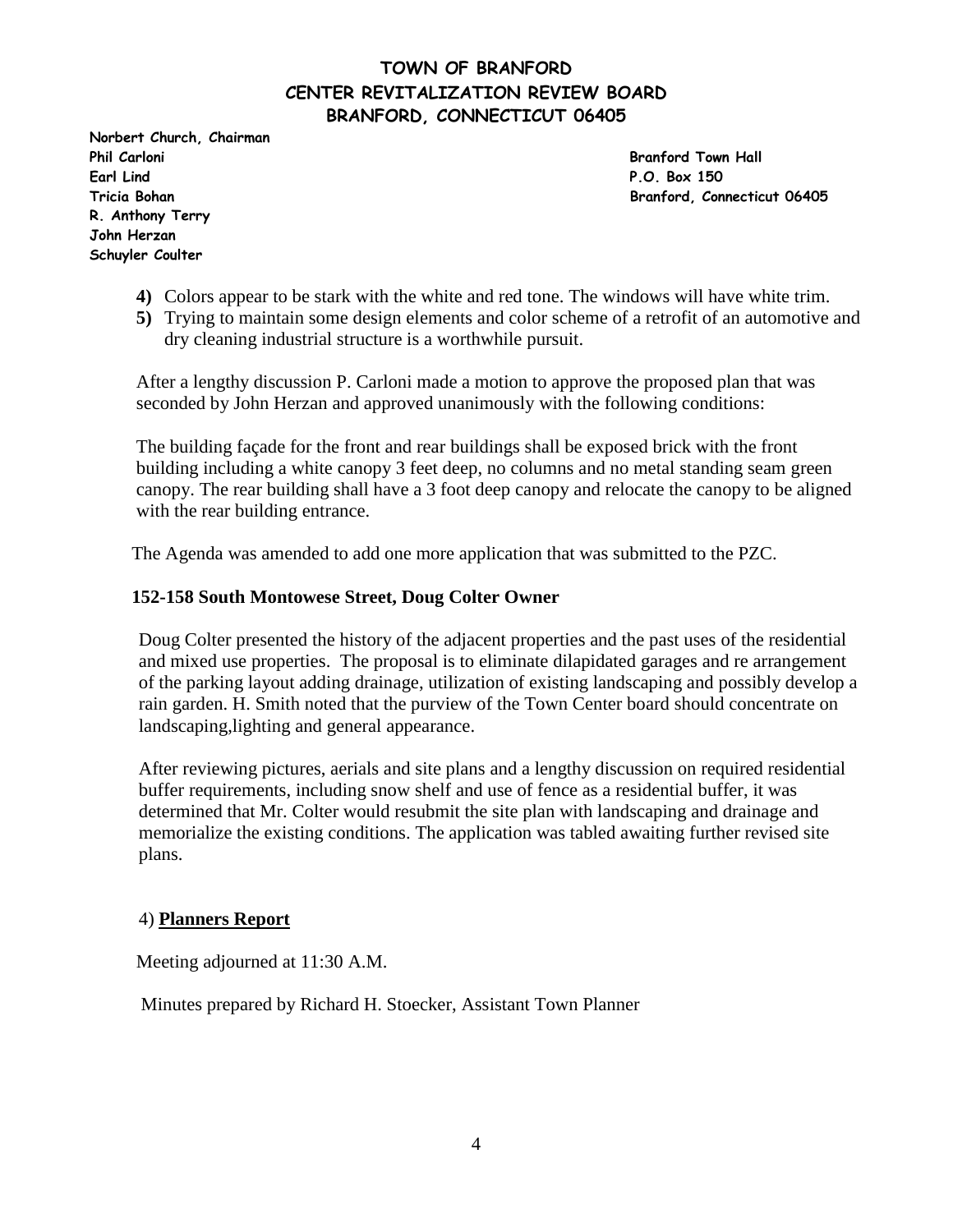**TOWN OF BRANFORD**
**CENTER REVITALIZATION REVIEW BOARD**
**BRANFORD, CONNECTICUT 06405**

**Norbert Church, Chairman**
**Phil Carloni**
**Earl Lind**
**Tricia Bohan**
**R. Anthony Terry**
**John Herzan**
**Schuyler Coulter**

**Branford Town Hall**
**P.O. Box 150**
**Branford, Connecticut 06405**

4) Colors appear to be stark with the white and red tone. The windows will have white trim.
5) Trying to maintain some design elements and color scheme of a retrofit of an automotive and dry cleaning industrial structure is a worthwhile pursuit.

After a lengthy discussion P. Carloni made a motion to approve the proposed plan that was seconded by John Herzan and approved unanimously with the following conditions:

The building façade for the front and rear buildings shall be exposed brick with the front building including a white canopy 3 feet deep, no columns and no metal standing seam green canopy. The rear building shall have a 3 foot deep canopy and relocate the canopy to be aligned with the rear building entrance.

The Agenda was amended to add one more application that was submitted to the PZC.

**152-158 South Montowese Street, Doug Colter Owner**

Doug Colter presented the history of the adjacent properties and the past uses of the residential and mixed use properties. The proposal is to eliminate dilapidated garages and re arrangement of the parking layout adding drainage, utilization of existing landscaping and possibly develop a rain garden. H. Smith noted that the purview of the Town Center board should concentrate on landscaping,lighting and general appearance.

After reviewing pictures, aerials and site plans and a lengthy discussion on required residential buffer requirements, including snow shelf and use of fence as a residential buffer, it was determined that Mr. Colter would resubmit the site plan with landscaping and drainage and memorialize the existing conditions. The application was tabled awaiting further revised site plans.

4) **Planners Report**

Meeting adjourned at 11:30 A.M.

Minutes prepared by Richard H. Stoecker, Assistant Town Planner